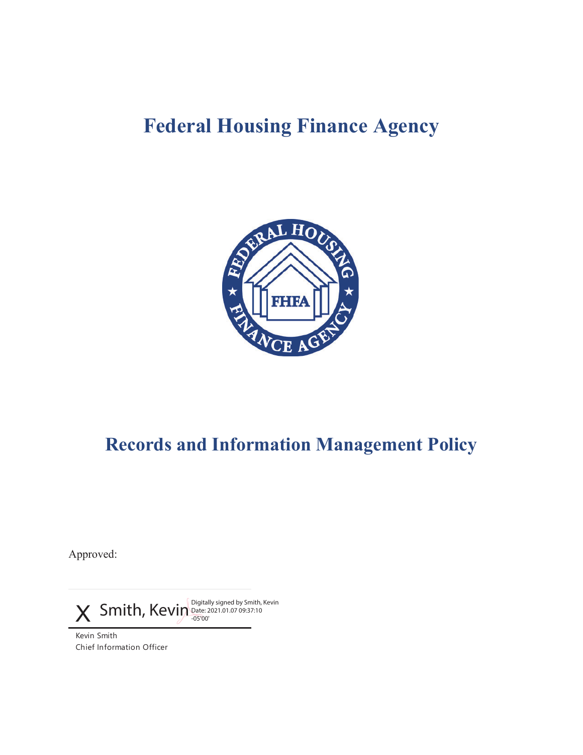# Federal Housing Finance Agency

# Records and Information Management Policy

Approved:

X Smith, Kevin

Digitally signed by Smith, Kevin
Date: 2021.01.07 09:37:10 -05'00'

Kevin Smith
Chief Information Officer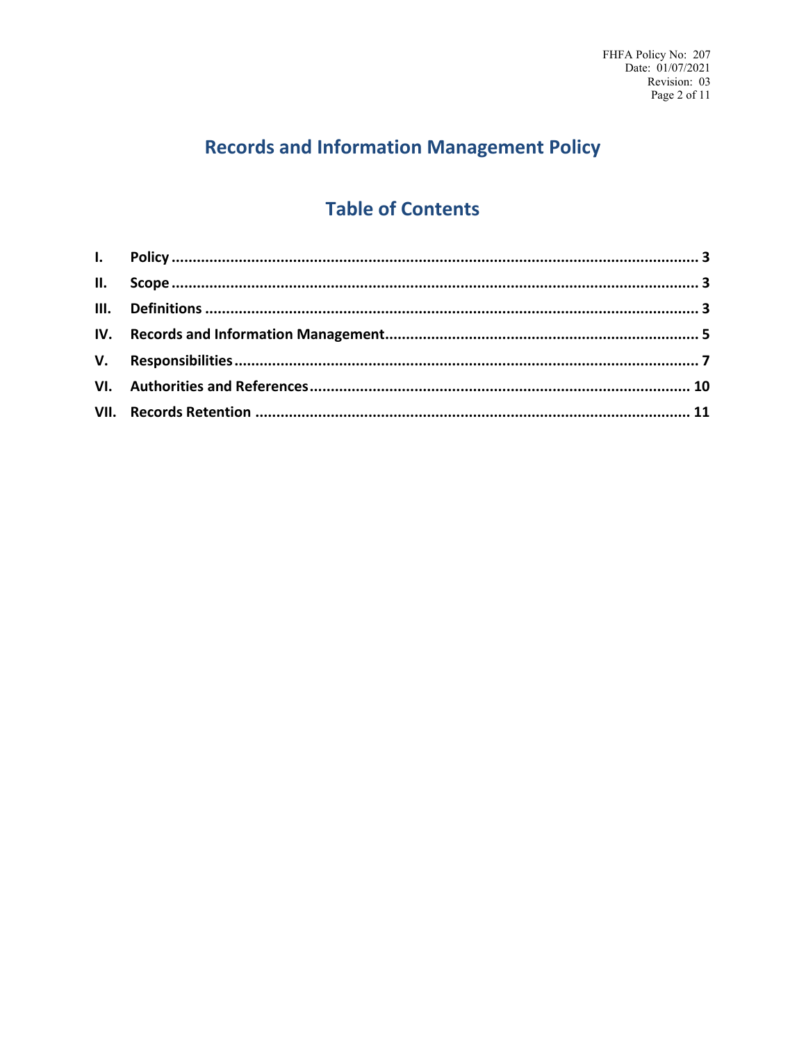# Records and Information Management Policy

## Table of Contents

| | | |
|---|---|---|
| **I.** | **Policy** | **3** |
| **II.** | **Scope** | **3** |
| **III.** | **Definitions** | **3** |
| **IV.** | **Records and Information Management** | **5** |
| **V.** | **Responsibilities** | **7** |
| **VI.** | **Authorities and References** | **10** |
| **VII.** | **Records Retention** | **11** |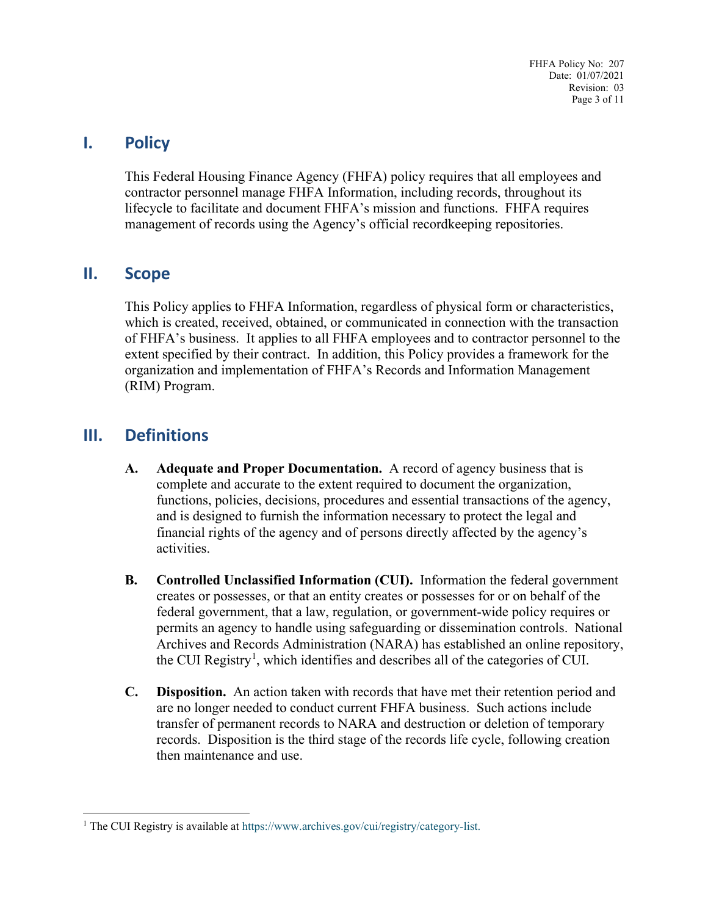## I. Policy

This Federal Housing Finance Agency (FHFA) policy requires that all employees and contractor personnel manage FHFA Information, including records, throughout its lifecycle to facilitate and document FHFA's mission and functions. FHFA requires management of records using the Agency's official recordkeeping repositories.

## II. Scope

This Policy applies to FHFA Information, regardless of physical form or characteristics, which is created, received, obtained, or communicated in connection with the transaction of FHFA's business. It applies to all FHFA employees and to contractor personnel to the extent specified by their contract. In addition, this Policy provides a framework for the organization and implementation of FHFA's Records and Information Management (RIM) Program.

## III. Definitions

**A. Adequate and Proper Documentation.** A record of agency business that is complete and accurate to the extent required to document the organization, functions, policies, decisions, procedures and essential transactions of the agency, and is designed to furnish the information necessary to protect the legal and financial rights of the agency and of persons directly affected by the agency's activities.

**B. Controlled Unclassified Information (CUI).** Information the federal government creates or possesses, or that an entity creates or possesses for or on behalf of the federal government, that a law, regulation, or government-wide policy requires or permits an agency to handle using safeguarding or dissemination controls. National Archives and Records Administration (NARA) has established an online repository, the CUI Registry[1], which identifies and describes all of the categories of CUI.

**C. Disposition.** An action taken with records that have met their retention period and are no longer needed to conduct current FHFA business. Such actions include transfer of permanent records to NARA and destruction or deletion of temporary records. Disposition is the third stage of the records life cycle, following creation then maintenance and use.

---

[1] The CUI Registry is available at https://www.archives.gov/cui/registry/category-list.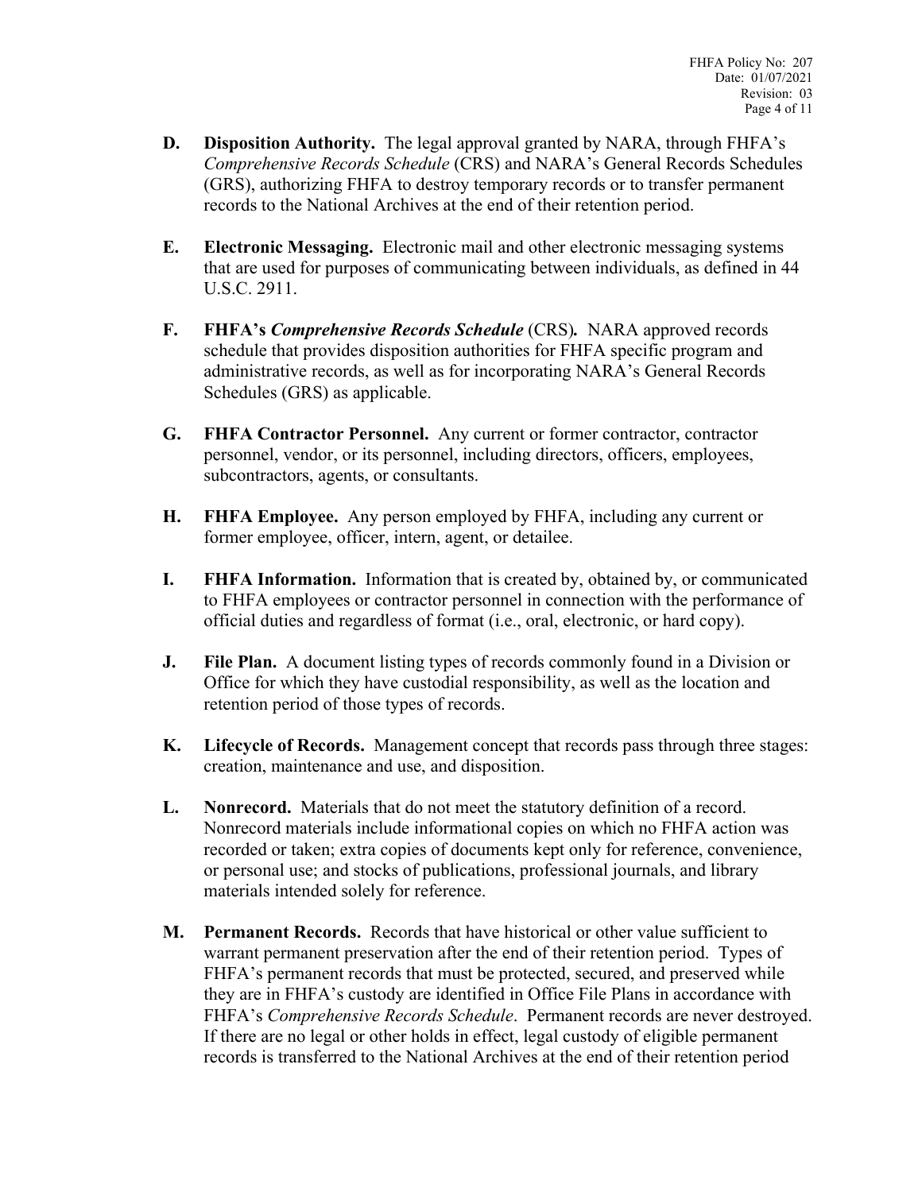**D. Disposition Authority.** The legal approval granted by NARA, through FHFA's *Comprehensive Records Schedule* (CRS) and NARA's General Records Schedules (GRS), authorizing FHFA to destroy temporary records or to transfer permanent records to the National Archives at the end of their retention period.

**E. Electronic Messaging.** Electronic mail and other electronic messaging systems that are used for purposes of communicating between individuals, as defined in 44 U.S.C. 2911.

**F. FHFA's *Comprehensive Records Schedule* (CRS).** NARA approved records schedule that provides disposition authorities for FHFA specific program and administrative records, as well as for incorporating NARA's General Records Schedules (GRS) as applicable.

**G. FHFA Contractor Personnel.** Any current or former contractor, contractor personnel, vendor, or its personnel, including directors, officers, employees, subcontractors, agents, or consultants.

**H. FHFA Employee.** Any person employed by FHFA, including any current or former employee, officer, intern, agent, or detailee.

**I. FHFA Information.** Information that is created by, obtained by, or communicated to FHFA employees or contractor personnel in connection with the performance of official duties and regardless of format (i.e., oral, electronic, or hard copy).

**J. File Plan.** A document listing types of records commonly found in a Division or Office for which they have custodial responsibility, as well as the location and retention period of those types of records.

**K. Lifecycle of Records.** Management concept that records pass through three stages: creation, maintenance and use, and disposition.

**L. Nonrecord.** Materials that do not meet the statutory definition of a record. Nonrecord materials include informational copies on which no FHFA action was recorded or taken; extra copies of documents kept only for reference, convenience, or personal use; and stocks of publications, professional journals, and library materials intended solely for reference.

**M. Permanent Records.** Records that have historical or other value sufficient to warrant permanent preservation after the end of their retention period. Types of FHFA's permanent records that must be protected, secured, and preserved while they are in FHFA's custody are identified in Office File Plans in accordance with FHFA's *Comprehensive Records Schedule*. Permanent records are never destroyed. If there are no legal or other holds in effect, legal custody of eligible permanent records is transferred to the National Archives at the end of their retention period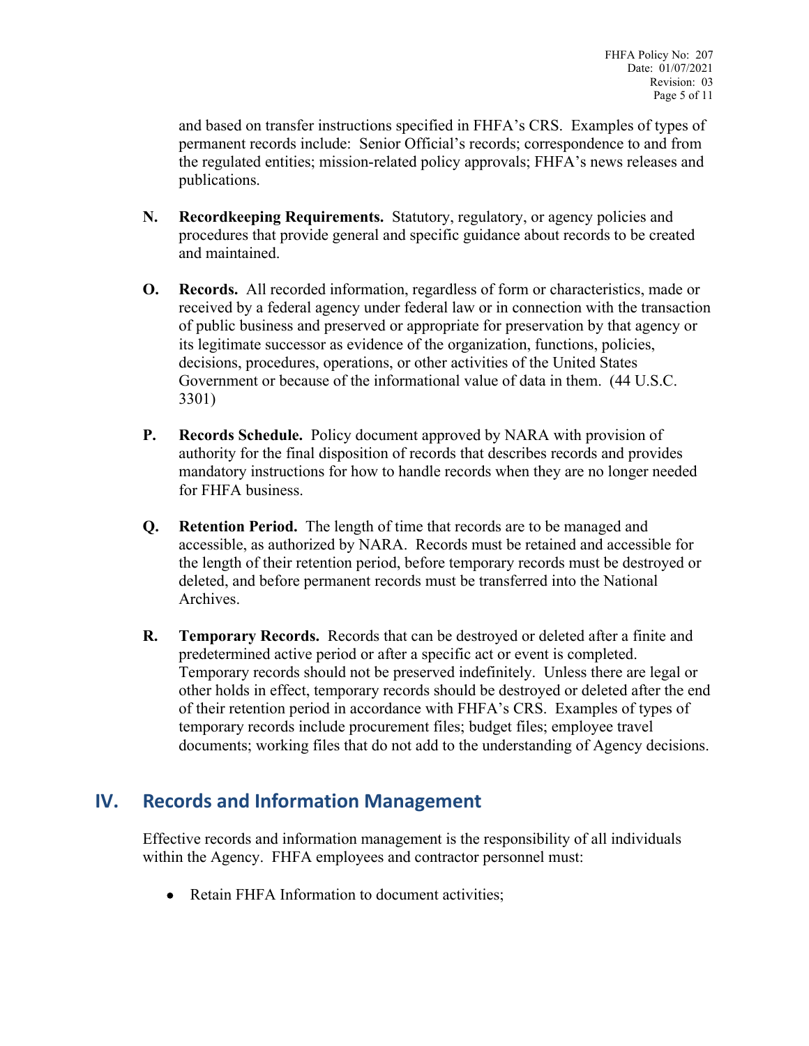and based on transfer instructions specified in FHFA's CRS. Examples of types of permanent records include: Senior Official's records; correspondence to and from the regulated entities; mission-related policy approvals; FHFA's news releases and publications.

**N. Recordkeeping Requirements.** Statutory, regulatory, or agency policies and procedures that provide general and specific guidance about records to be created and maintained.

**O. Records.** All recorded information, regardless of form or characteristics, made or received by a federal agency under federal law or in connection with the transaction of public business and preserved or appropriate for preservation by that agency or its legitimate successor as evidence of the organization, functions, policies, decisions, procedures, operations, or other activities of the United States Government or because of the informational value of data in them. (44 U.S.C. 3301)

**P. Records Schedule.** Policy document approved by NARA with provision of authority for the final disposition of records that describes records and provides mandatory instructions for how to handle records when they are no longer needed for FHFA business.

**Q. Retention Period.** The length of time that records are to be managed and accessible, as authorized by NARA. Records must be retained and accessible for the length of their retention period, before temporary records must be destroyed or deleted, and before permanent records must be transferred into the National Archives.

**R. Temporary Records.** Records that can be destroyed or deleted after a finite and predetermined active period or after a specific act or event is completed. Temporary records should not be preserved indefinitely. Unless there are legal or other holds in effect, temporary records should be destroyed or deleted after the end of their retention period in accordance with FHFA's CRS. Examples of types of temporary records include procurement files; budget files; employee travel documents; working files that do not add to the understanding of Agency decisions.

## IV. Records and Information Management

Effective records and information management is the responsibility of all individuals within the Agency. FHFA employees and contractor personnel must:

- Retain FHFA Information to document activities;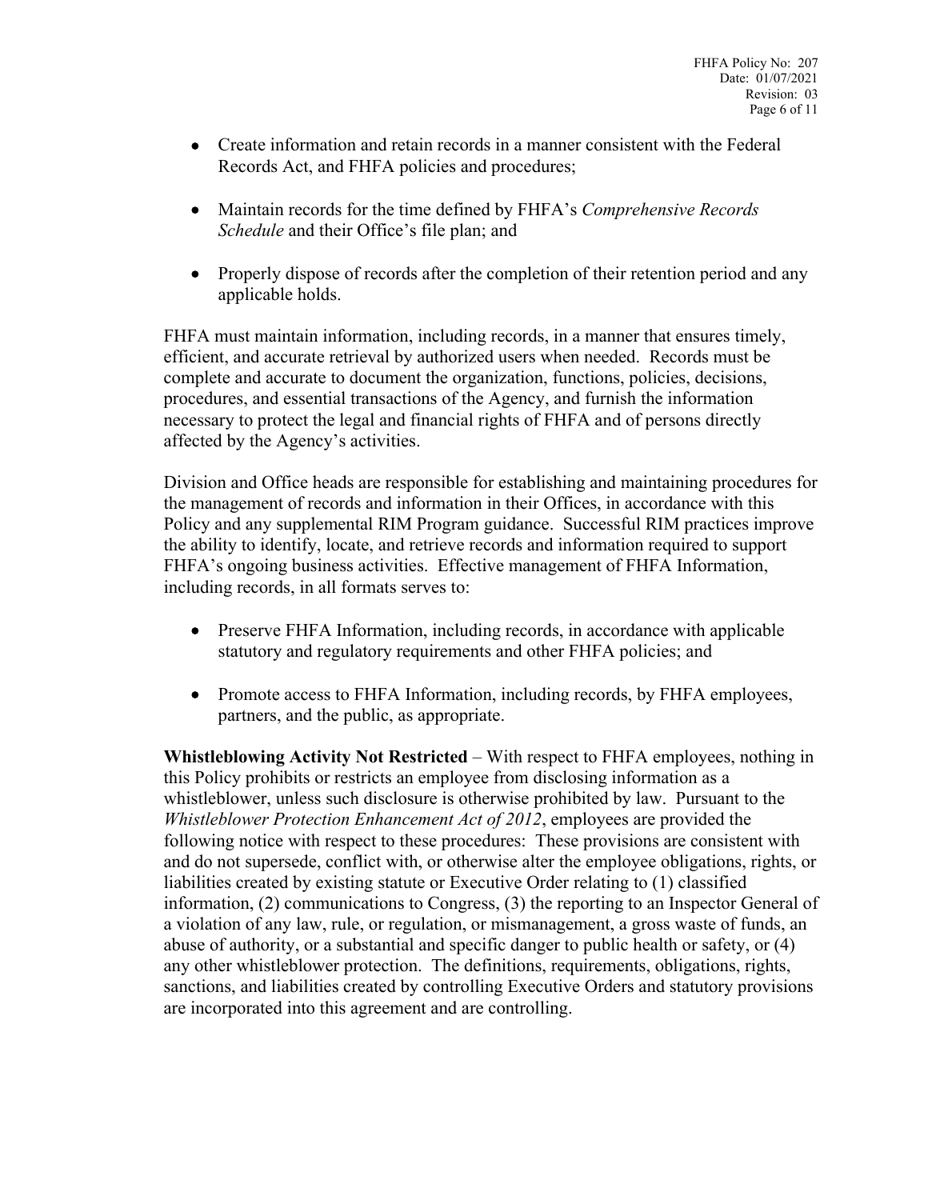- Create information and retain records in a manner consistent with the Federal Records Act, and FHFA policies and procedures;
- Maintain records for the time defined by FHFA's *Comprehensive Records Schedule* and their Office's file plan; and
- Properly dispose of records after the completion of their retention period and any applicable holds.

FHFA must maintain information, including records, in a manner that ensures timely, efficient, and accurate retrieval by authorized users when needed. Records must be complete and accurate to document the organization, functions, policies, decisions, procedures, and essential transactions of the Agency, and furnish the information necessary to protect the legal and financial rights of FHFA and of persons directly affected by the Agency's activities.

Division and Office heads are responsible for establishing and maintaining procedures for the management of records and information in their Offices, in accordance with this Policy and any supplemental RIM Program guidance. Successful RIM practices improve the ability to identify, locate, and retrieve records and information required to support FHFA's ongoing business activities. Effective management of FHFA Information, including records, in all formats serves to:

- Preserve FHFA Information, including records, in accordance with applicable statutory and regulatory requirements and other FHFA policies; and
- Promote access to FHFA Information, including records, by FHFA employees, partners, and the public, as appropriate.

**Whistleblowing Activity Not Restricted** – With respect to FHFA employees, nothing in this Policy prohibits or restricts an employee from disclosing information as a whistleblower, unless such disclosure is otherwise prohibited by law. Pursuant to the *Whistleblower Protection Enhancement Act of 2012*, employees are provided the following notice with respect to these procedures: These provisions are consistent with and do not supersede, conflict with, or otherwise alter the employee obligations, rights, or liabilities created by existing statute or Executive Order relating to (1) classified information, (2) communications to Congress, (3) the reporting to an Inspector General of a violation of any law, rule, or regulation, or mismanagement, a gross waste of funds, an abuse of authority, or a substantial and specific danger to public health or safety, or (4) any other whistleblower protection. The definitions, requirements, obligations, rights, sanctions, and liabilities created by controlling Executive Orders and statutory provisions are incorporated into this agreement and are controlling.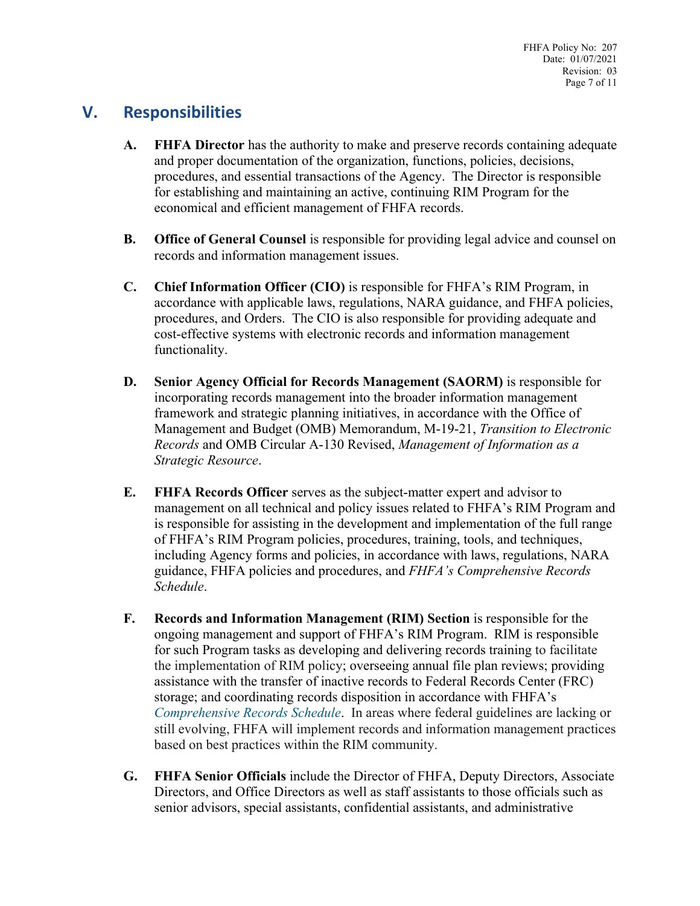## V. Responsibilities

**A. FHFA Director** has the authority to make and preserve records containing adequate and proper documentation of the organization, functions, policies, decisions, procedures, and essential transactions of the Agency. The Director is responsible for establishing and maintaining an active, continuing RIM Program for the economical and efficient management of FHFA records.

**B. Office of General Counsel** is responsible for providing legal advice and counsel on records and information management issues.

**C. Chief Information Officer (CIO)** is responsible for FHFA's RIM Program, in accordance with applicable laws, regulations, NARA guidance, and FHFA policies, procedures, and Orders. The CIO is also responsible for providing adequate and cost-effective systems with electronic records and information management functionality.

**D. Senior Agency Official for Records Management (SAORM)** is responsible for incorporating records management into the broader information management framework and strategic planning initiatives, in accordance with the Office of Management and Budget (OMB) Memorandum, M-19-21, *Transition to Electronic Records* and OMB Circular A-130 Revised, *Management of Information as a Strategic Resource*.

**E. FHFA Records Officer** serves as the subject-matter expert and advisor to management on all technical and policy issues related to FHFA's RIM Program and is responsible for assisting in the development and implementation of the full range of FHFA's RIM Program policies, procedures, training, tools, and techniques, including Agency forms and policies, in accordance with laws, regulations, NARA guidance, FHFA policies and procedures, and *FHFA's Comprehensive Records Schedule*.

**F. Records and Information Management (RIM) Section** is responsible for the ongoing management and support of FHFA's RIM Program. RIM is responsible for such Program tasks as developing and delivering records training to facilitate the implementation of RIM policy; overseeing annual file plan reviews; providing assistance with the transfer of inactive records to Federal Records Center (FRC) storage; and coordinating records disposition in accordance with FHFA's *Comprehensive Records Schedule*. In areas where federal guidelines are lacking or still evolving, FHFA will implement records and information management practices based on best practices within the RIM community.

**G. FHFA Senior Officials** include the Director of FHFA, Deputy Directors, Associate Directors, and Office Directors as well as staff assistants to those officials such as senior advisors, special assistants, confidential assistants, and administrative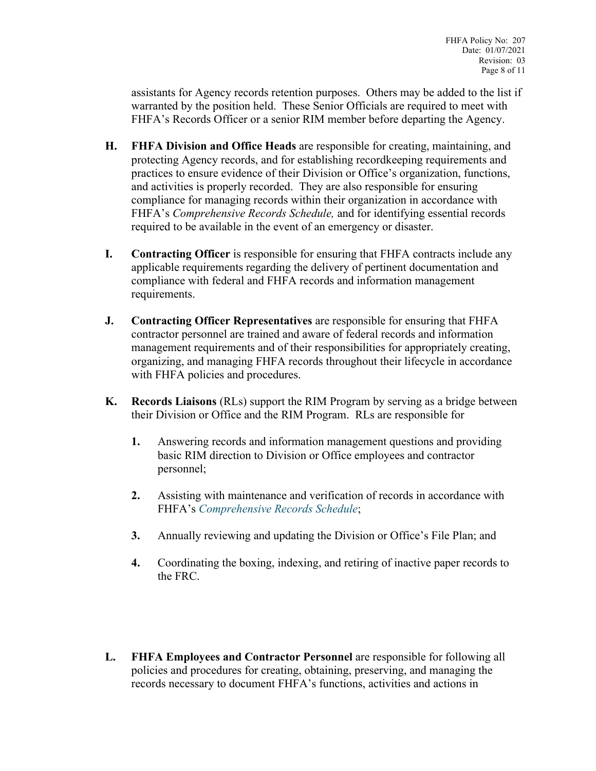assistants for Agency records retention purposes. Others may be added to the list if warranted by the position held. These Senior Officials are required to meet with FHFA's Records Officer or a senior RIM member before departing the Agency.

**H.** **FHFA Division and Office Heads** are responsible for creating, maintaining, and protecting Agency records, and for establishing recordkeeping requirements and practices to ensure evidence of their Division or Office's organization, functions, and activities is properly recorded. They are also responsible for ensuring compliance for managing records within their organization in accordance with FHFA's *Comprehensive Records Schedule,* and for identifying essential records required to be available in the event of an emergency or disaster.

**I.** **Contracting Officer** is responsible for ensuring that FHFA contracts include any applicable requirements regarding the delivery of pertinent documentation and compliance with federal and FHFA records and information management requirements.

**J.** **Contracting Officer Representatives** are responsible for ensuring that FHFA contractor personnel are trained and aware of federal records and information management requirements and of their responsibilities for appropriately creating, organizing, and managing FHFA records throughout their lifecycle in accordance with FHFA policies and procedures.

**K.** **Records Liaisons** (RLs) support the RIM Program by serving as a bridge between their Division or Office and the RIM Program. RLs are responsible for

1. Answering records and information management questions and providing basic RIM direction to Division or Office employees and contractor personnel;

2. Assisting with maintenance and verification of records in accordance with FHFA's *Comprehensive Records Schedule*;

3. Annually reviewing and updating the Division or Office's File Plan; and

4. Coordinating the boxing, indexing, and retiring of inactive paper records to the FRC.

**L.** **FHFA Employees and Contractor Personnel** are responsible for following all policies and procedures for creating, obtaining, preserving, and managing the records necessary to document FHFA's functions, activities and actions in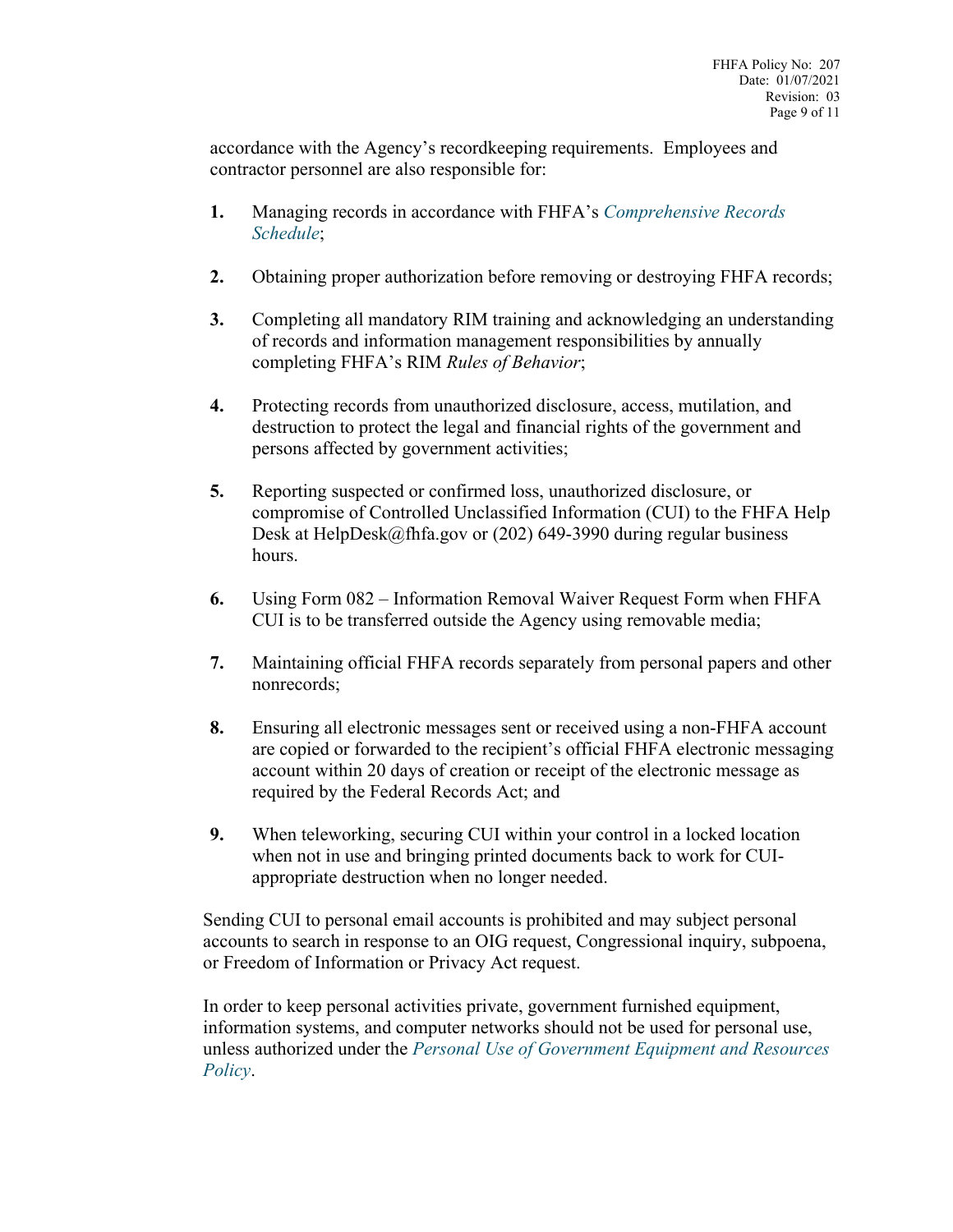accordance with the Agency's recordkeeping requirements. Employees and contractor personnel are also responsible for:

1. Managing records in accordance with FHFA's *Comprehensive Records Schedule*;

2. Obtaining proper authorization before removing or destroying FHFA records;

3. Completing all mandatory RIM training and acknowledging an understanding of records and information management responsibilities by annually completing FHFA's RIM *Rules of Behavior*;

4. Protecting records from unauthorized disclosure, access, mutilation, and destruction to protect the legal and financial rights of the government and persons affected by government activities;

5. Reporting suspected or confirmed loss, unauthorized disclosure, or compromise of Controlled Unclassified Information (CUI) to the FHFA Help Desk at HelpDesk@fhfa.gov or (202) 649-3990 during regular business hours.

6. Using Form 082 – Information Removal Waiver Request Form when FHFA CUI is to be transferred outside the Agency using removable media;

7. Maintaining official FHFA records separately from personal papers and other nonrecords;

8. Ensuring all electronic messages sent or received using a non-FHFA account are copied or forwarded to the recipient's official FHFA electronic messaging account within 20 days of creation or receipt of the electronic message as required by the Federal Records Act; and

9. When teleworking, securing CUI within your control in a locked location when not in use and bringing printed documents back to work for CUI-appropriate destruction when no longer needed.

Sending CUI to personal email accounts is prohibited and may subject personal accounts to search in response to an OIG request, Congressional inquiry, subpoena, or Freedom of Information or Privacy Act request.

In order to keep personal activities private, government furnished equipment, information systems, and computer networks should not be used for personal use, unless authorized under the *Personal Use of Government Equipment and Resources Policy*.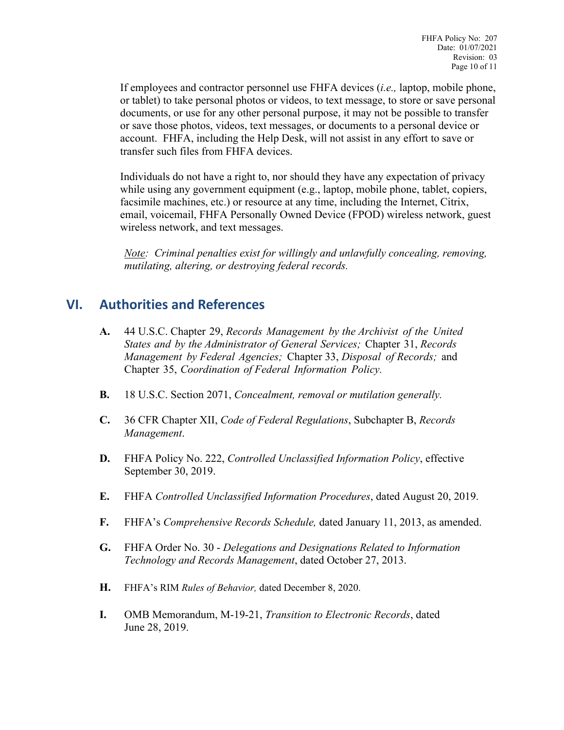If employees and contractor personnel use FHFA devices (*i.e.,* laptop, mobile phone, or tablet) to take personal photos or videos, to text message, to store or save personal documents, or use for any other personal purpose, it may not be possible to transfer or save those photos, videos, text messages, or documents to a personal device or account. FHFA, including the Help Desk, will not assist in any effort to save or transfer such files from FHFA devices.

Individuals do not have a right to, nor should they have any expectation of privacy while using any government equipment (e.g., laptop, mobile phone, tablet, copiers, facsimile machines, etc.) or resource at any time, including the Internet, Citrix, email, voicemail, FHFA Personally Owned Device (FPOD) wireless network, guest wireless network, and text messages.

*Note: Criminal penalties exist for willingly and unlawfully concealing, removing, mutilating, altering, or destroying federal records.*

## VI. Authorities and References

**A.** 44 U.S.C. Chapter 29, *Records Management by the Archivist of the United States and by the Administrator of General Services;* Chapter 31, *Records Management by Federal Agencies;* Chapter 33, *Disposal of Records;* and Chapter 35, *Coordination of Federal Information Policy.*

**B.** 18 U.S.C. Section 2071, *Concealment, removal or mutilation generally.*

**C.** 36 CFR Chapter XII, *Code of Federal Regulations*, Subchapter B, *Records Management*.

**D.** FHFA Policy No. 222, *Controlled Unclassified Information Policy*, effective September 30, 2019.

**E.** FHFA *Controlled Unclassified Information Procedures*, dated August 20, 2019.

**F.** FHFA's *Comprehensive Records Schedule,* dated January 11, 2013, as amended.

**G.** FHFA Order No. 30 - *Delegations and Designations Related to Information Technology and Records Management*, dated October 27, 2013.

**H.** FHFA's RIM *Rules of Behavior,* dated December 8, 2020.

**I.** OMB Memorandum, M-19-21, *Transition to Electronic Records*, dated June 28, 2019.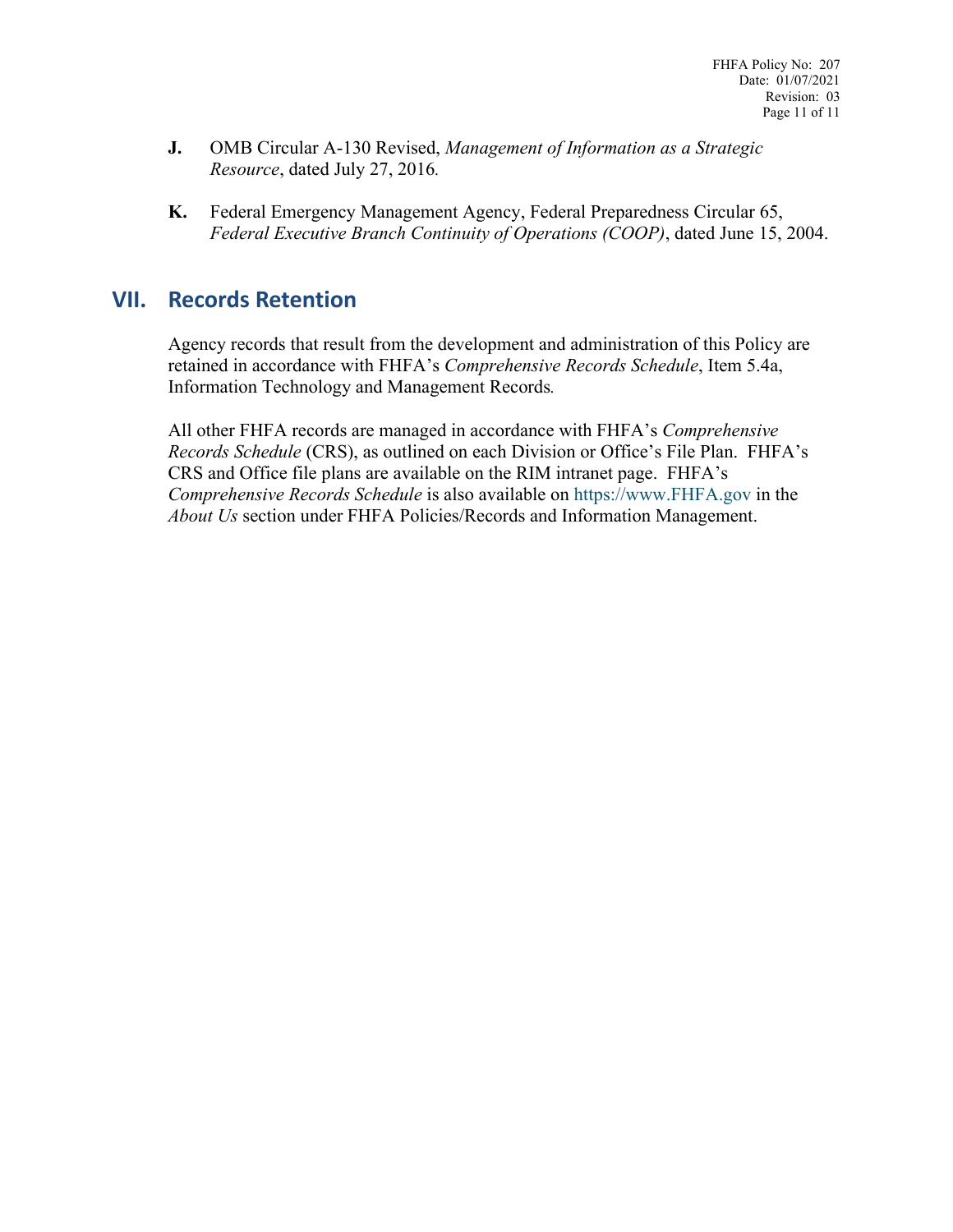**J.** OMB Circular A-130 Revised, *Management of Information as a Strategic Resource*, dated July 27, 2016.

**K.** Federal Emergency Management Agency, Federal Preparedness Circular 65, *Federal Executive Branch Continuity of Operations (COOP)*, dated June 15, 2004.

## VII. Records Retention

Agency records that result from the development and administration of this Policy are retained in accordance with FHFA's *Comprehensive Records Schedule*, Item 5.4a, Information Technology and Management Records.

All other FHFA records are managed in accordance with FHFA's *Comprehensive Records Schedule* (CRS), as outlined on each Division or Office's File Plan. FHFA's CRS and Office file plans are available on the RIM intranet page. FHFA's *Comprehensive Records Schedule* is also available on https://www.FHFA.gov in the *About Us* section under FHFA Policies/Records and Information Management.